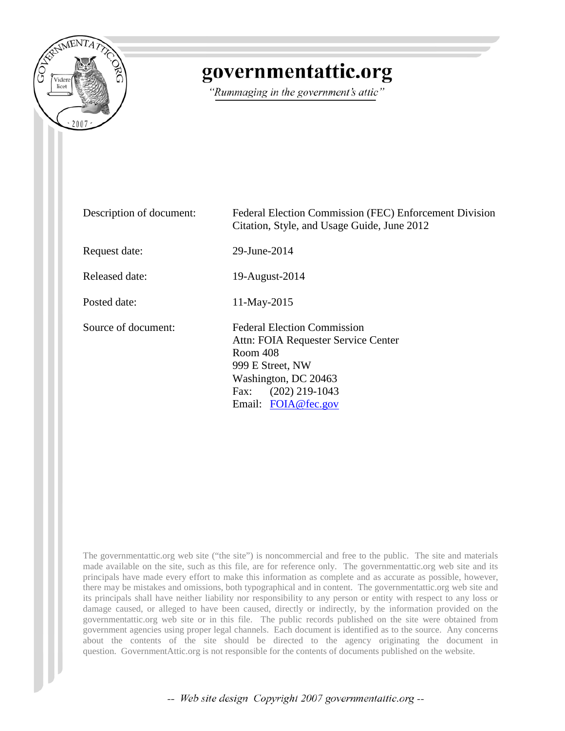# governmentattic.org

*"Rummaging in the government's attic"*

| | |
|---|---|
| Description of document: | Federal Election Commission (FEC) Enforcement Division Citation, Style, and Usage Guide, June 2012 |
| Request date: | 29-June-2014 |
| Released date: | 19-August-2014 |
| Posted date: | 11-May-2015 |
| Source of document: | Federal Election Commission<br>Attn: FOIA Requester Service Center<br>Room 408<br>999 E Street, NW<br>Washington, DC 20463<br>Fax: (202) 219-1043<br>Email: FOIA@fec.gov |

The governmentattic.org web site ("the site") is noncommercial and free to the public. The site and materials made available on the site, such as this file, are for reference only. The governmentattic.org web site and its principals have made every effort to make this information as complete and as accurate as possible, however, there may be mistakes and omissions, both typographical and in content. The governmentattic.org web site and its principals shall have neither liability nor responsibility to any person or entity with respect to any loss or damage caused, or alleged to have been caused, directly or indirectly, by the information provided on the governmentattic.org web site or in this file. The public records published on the site were obtained from government agencies using proper legal channels. Each document is identified as to the source. Any concerns about the contents of the site should be directed to the agency originating the document in question. GovernmentAttic.org is not responsible for the contents of documents published on the website.

*-- Web site design Copyright 2007 governmentattic.org --*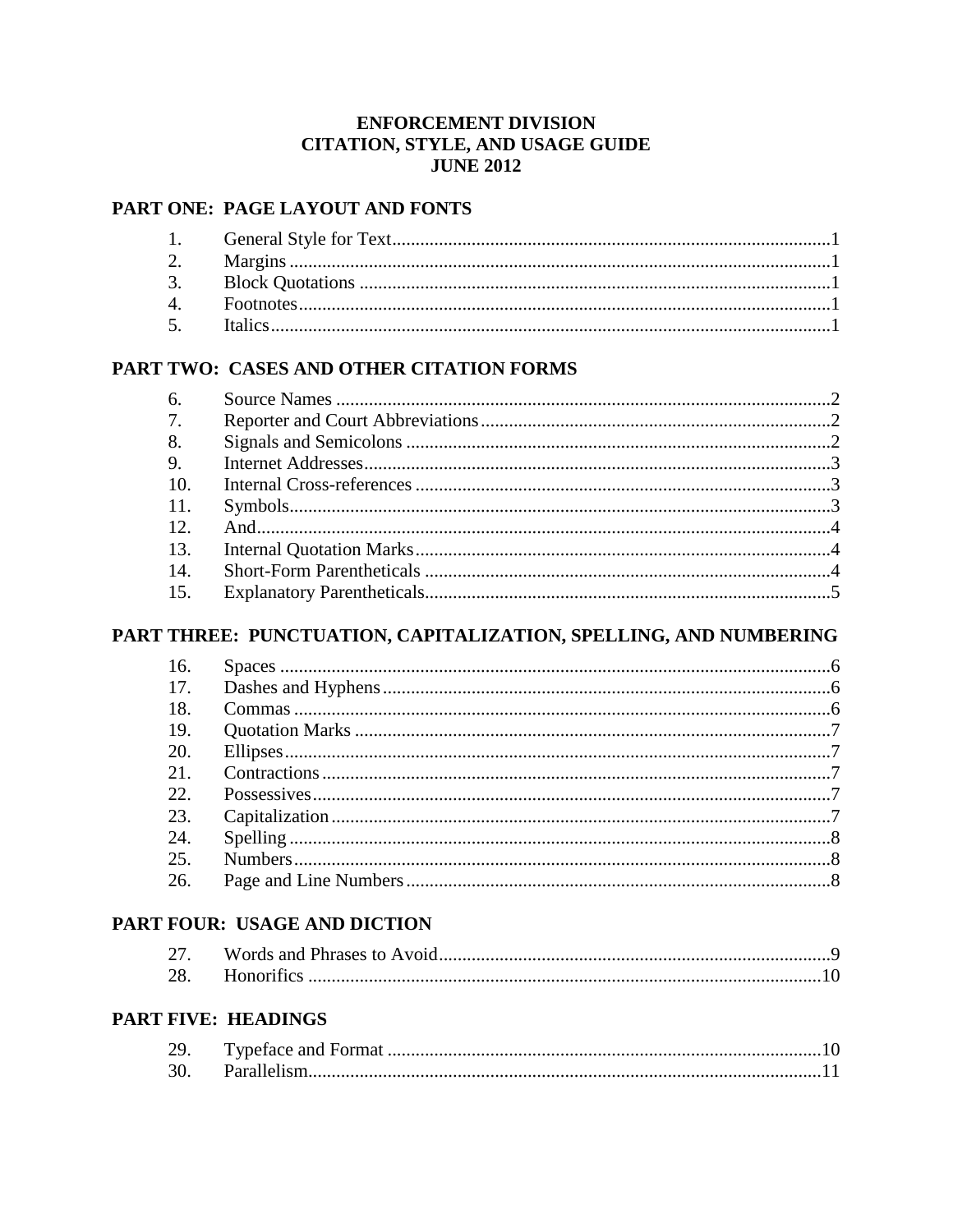# ENFORCEMENT DIVISION
# CITATION, STYLE, AND USAGE GUIDE
# JUNE 2012

## PART ONE: PAGE LAYOUT AND FONTS

1. General Style for Text .......... 1
2. Margins .......... 1
3. Block Quotations .......... 1
4. Footnotes .......... 1
5. Italics .......... 1

## PART TWO: CASES AND OTHER CITATION FORMS

6. Source Names .......... 2
7. Reporter and Court Abbreviations .......... 2
8. Signals and Semicolons .......... 2
9. Internet Addresses .......... 3
10. Internal Cross-references .......... 3
11. Symbols .......... 3
12. And .......... 4
13. Internal Quotation Marks .......... 4
14. Short-Form Parentheticals .......... 4
15. Explanatory Parentheticals .......... 5

## PART THREE: PUNCTUATION, CAPITALIZATION, SPELLING, AND NUMBERING

16. Spaces .......... 6
17. Dashes and Hyphens .......... 6
18. Commas .......... 6
19. Quotation Marks .......... 7
20. Ellipses .......... 7
21. Contractions .......... 7
22. Possessives .......... 7
23. Capitalization .......... 7
24. Spelling .......... 8
25. Numbers .......... 8
26. Page and Line Numbers .......... 8

## PART FOUR: USAGE AND DICTION

27. Words and Phrases to Avoid .......... 9
28. Honorifics .......... 10

## PART FIVE: HEADINGS

29. Typeface and Format .......... 10
30. Parallelism .......... 11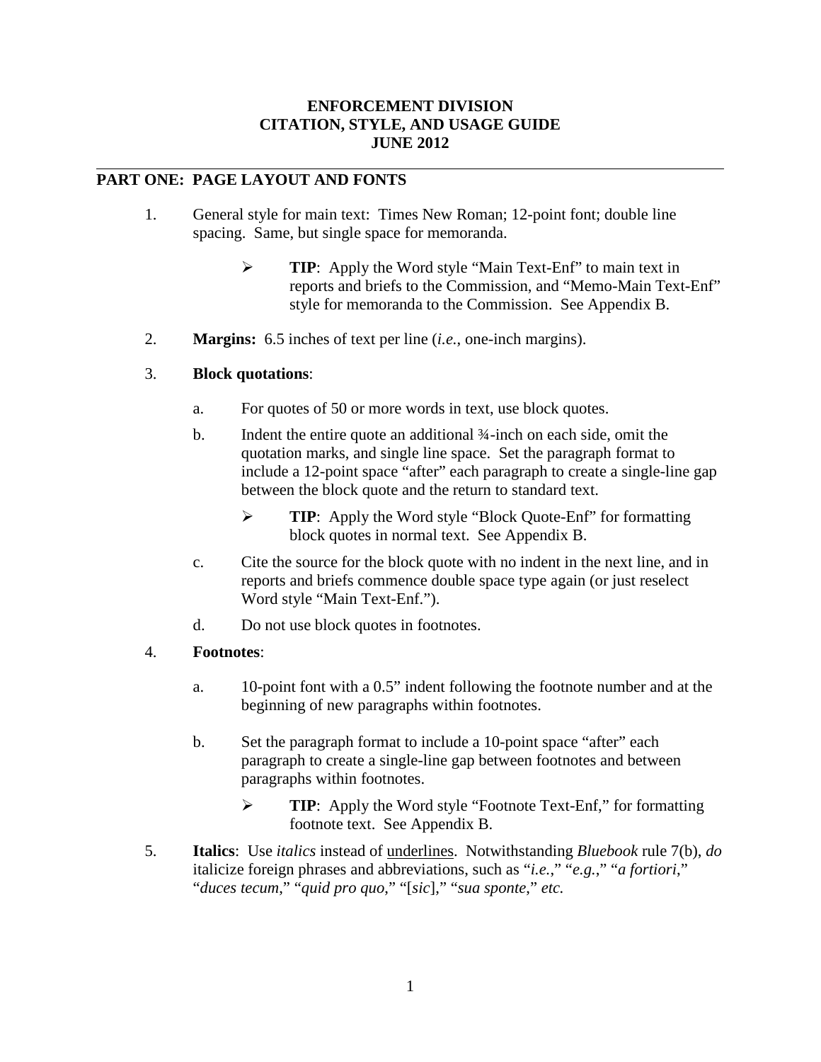**ENFORCEMENT DIVISION**
**CITATION, STYLE, AND USAGE GUIDE**
**JUNE 2012**

---

## PART ONE: PAGE LAYOUT AND FONTS

1. General style for main text: Times New Roman; 12-point font; double line spacing. Same, but single space for memoranda.

   - **TIP**: Apply the Word style "Main Text-Enf" to main text in reports and briefs to the Commission, and "Memo-Main Text-Enf" style for memoranda to the Commission. See Appendix B.

2. **Margins:** 6.5 inches of text per line (*i.e.*, one-inch margins).

3. **Block quotations**:

   a. For quotes of 50 or more words in text, use block quotes.

   b. Indent the entire quote an additional ¾-inch on each side, omit the quotation marks, and single line space. Set the paragraph format to include a 12-point space "after" each paragraph to create a single-line gap between the block quote and the return to standard text.

      - **TIP**: Apply the Word style "Block Quote-Enf" for formatting block quotes in normal text. See Appendix B.

   c. Cite the source for the block quote with no indent in the next line, and in reports and briefs commence double space type again (or just reselect Word style "Main Text-Enf.").

   d. Do not use block quotes in footnotes.

4. **Footnotes**:

   a. 10-point font with a 0.5" indent following the footnote number and at the beginning of new paragraphs within footnotes.

   b. Set the paragraph format to include a 10-point space "after" each paragraph to create a single-line gap between footnotes and between paragraphs within footnotes.

      - **TIP**: Apply the Word style "Footnote Text-Enf," for formatting footnote text. See Appendix B.

5. **Italics**: Use *italics* instead of <u>underlines</u>. Notwithstanding *Bluebook* rule 7(b), *do* italicize foreign phrases and abbreviations, such as "*i.e.*," "*e.g.*," "*a fortiori*," "*duces tecum*," "*quid pro quo*," "[*sic*]," "*sua sponte*," *etc.*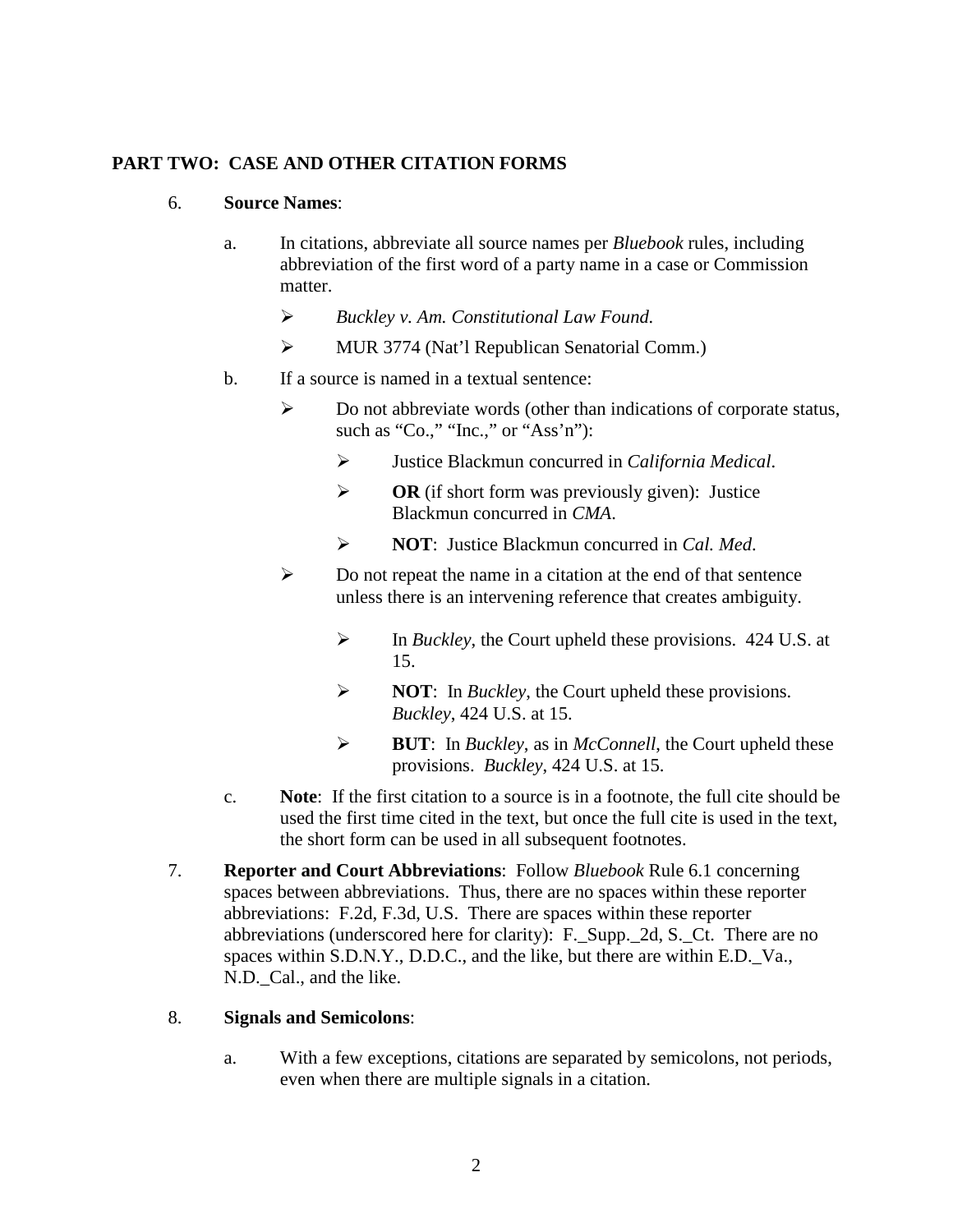## PART TWO: CASE AND OTHER CITATION FORMS

6. **Source Names**:

   a. In citations, abbreviate all source names per *Bluebook* rules, including abbreviation of the first word of a party name in a case or Commission matter.

      - *Buckley v. Am. Constitutional Law Found.*
      - MUR 3774 (Nat'l Republican Senatorial Comm.)

   b. If a source is named in a textual sentence:

      - Do not abbreviate words (other than indications of corporate status, such as "Co.," "Inc.," or "Ass'n"):
        - Justice Blackmun concurred in *California Medical*.
        - **OR** (if short form was previously given): Justice Blackmun concurred in *CMA*.
        - **NOT**: Justice Blackmun concurred in *Cal. Med*.
      - Do not repeat the name in a citation at the end of that sentence unless there is an intervening reference that creates ambiguity.
        - In *Buckley*, the Court upheld these provisions. 424 U.S. at 15.
        - **NOT**: In *Buckley*, the Court upheld these provisions. *Buckley*, 424 U.S. at 15.
        - **BUT**: In *Buckley*, as in *McConnell*, the Court upheld these provisions. *Buckley*, 424 U.S. at 15.

   c. **Note**: If the first citation to a source is in a footnote, the full cite should be used the first time cited in the text, but once the full cite is used in the text, the short form can be used in all subsequent footnotes.

7. **Reporter and Court Abbreviations**: Follow *Bluebook* Rule 6.1 concerning spaces between abbreviations. Thus, there are no spaces within these reporter abbreviations: F.2d, F.3d, U.S. There are spaces within these reporter abbreviations (underscored here for clarity): F._Supp._2d, S._Ct. There are no spaces within S.D.N.Y., D.D.C., and the like, but there are within E.D._Va., N.D._Cal., and the like.

8. **Signals and Semicolons**:

   a. With a few exceptions, citations are separated by semicolons, not periods, even when there are multiple signals in a citation.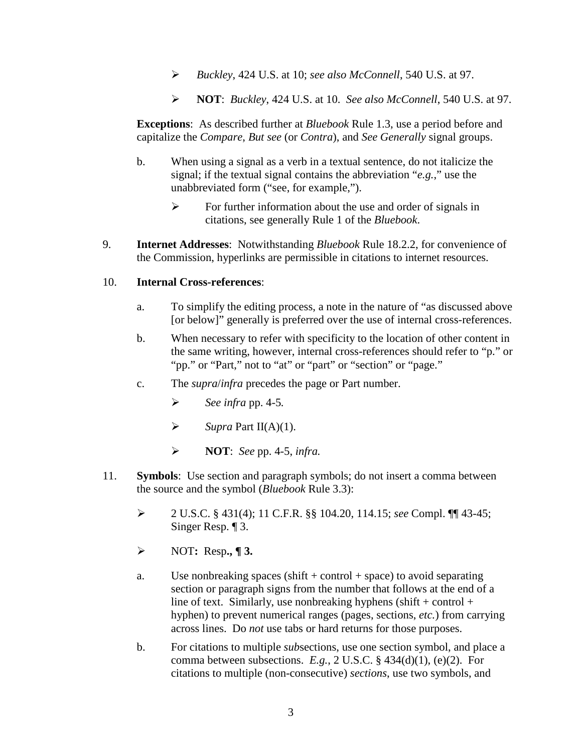- *Buckley*, 424 U.S. at 10; *see also McConnell*, 540 U.S. at 97.
- **NOT**: *Buckley*, 424 U.S. at 10. *See also McConnell*, 540 U.S. at 97.

**Exceptions**: As described further at *Bluebook* Rule 1.3, use a period before and capitalize the *Compare*, *But see* (or *Contra*), and *See Generally* signal groups.

b. When using a signal as a verb in a textual sentence, do not italicize the signal; if the textual signal contains the abbreviation "*e.g.*," use the unabbreviated form ("see, for example,").

   - For further information about the use and order of signals in citations, see generally Rule 1 of the *Bluebook*.

9. **Internet Addresses**: Notwithstanding *Bluebook* Rule 18.2.2, for convenience of the Commission, hyperlinks are permissible in citations to internet resources.

10. **Internal Cross-references**:

   a. To simplify the editing process, a note in the nature of "as discussed above [or below]" generally is preferred over the use of internal cross-references.

   b. When necessary to refer with specificity to the location of other content in the same writing, however, internal cross-references should refer to "p." or "pp." or "Part," not to "at" or "part" or "section" or "page."

   c. The *supra*/*infra* precedes the page or Part number.

      - *See infra* pp. 4-5.
      - *Supra* Part II(A)(1).
      - **NOT**: *See* pp. 4-5, *infra.*

11. **Symbols**: Use section and paragraph symbols; do not insert a comma between the source and the symbol (*Bluebook* Rule 3.3):

   - 2 U.S.C. § 431(4); 11 C.F.R. §§ 104.20, 114.15; *see* Compl. ¶¶ 43-45; Singer Resp. ¶ 3.
   - NOT**:** Resp**., ¶ 3.**

   a. Use nonbreaking spaces (shift + control + space) to avoid separating section or paragraph signs from the number that follows at the end of a line of text. Similarly, use nonbreaking hyphens (shift + control + hyphen) to prevent numerical ranges (pages, sections, *etc.*) from carrying across lines. Do *not* use tabs or hard returns for those purposes.

   b. For citations to multiple *sub*sections, use one section symbol, and place a comma between subsections. *E.g.*, 2 U.S.C. § 434(d)(1), (e)(2). For citations to multiple (non-consecutive) *sections*, use two symbols, and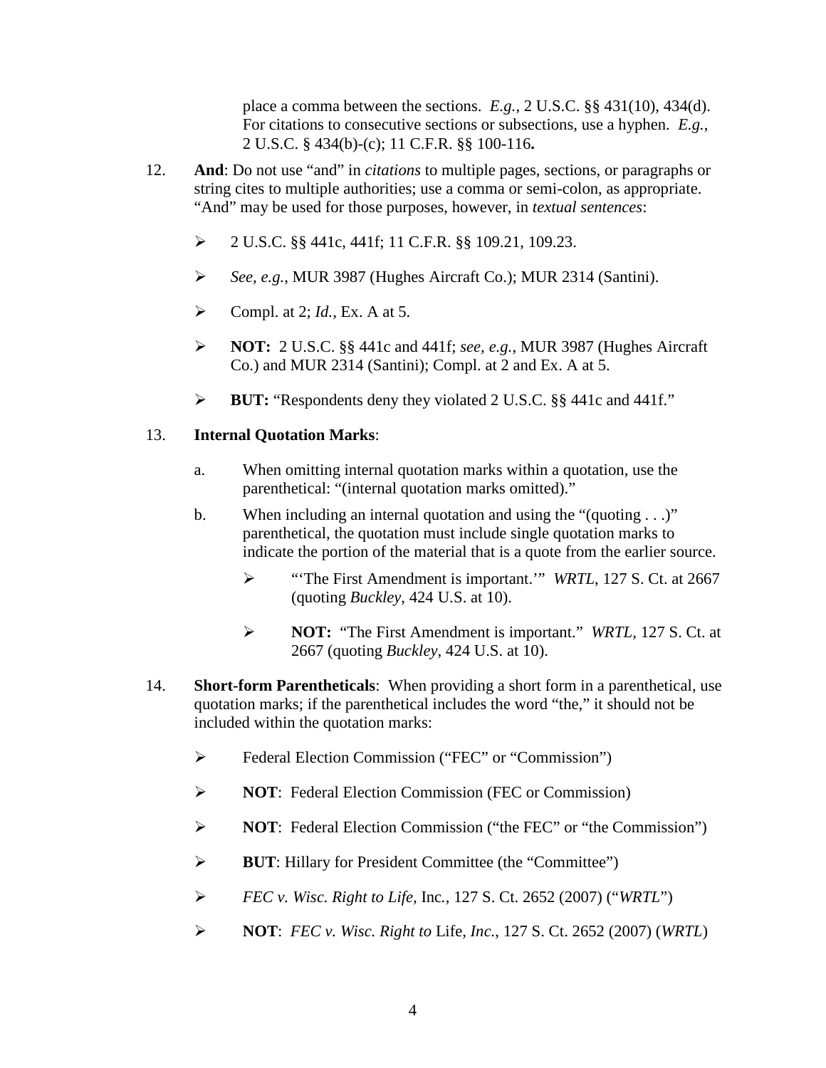place a comma between the sections. *E.g.*, 2 U.S.C. §§ 431(10), 434(d). For citations to consecutive sections or subsections, use a hyphen. *E.g.*, 2 U.S.C. § 434(b)-(c); 11 C.F.R. §§ 100-116**.**

12. **And**: Do not use "and" in *citations* to multiple pages, sections, or paragraphs or string cites to multiple authorities; use a comma or semi-colon, as appropriate. "And" may be used for those purposes, however, in *textual sentences*:

    - 2 U.S.C. §§ 441c, 441f; 11 C.F.R. §§ 109.21, 109.23.
    - *See, e.g.*, MUR 3987 (Hughes Aircraft Co.); MUR 2314 (Santini).
    - Compl. at 2; *Id.*, Ex. A at 5.
    - **NOT:** 2 U.S.C. §§ 441c and 441f; *see, e.g.*, MUR 3987 (Hughes Aircraft Co.) and MUR 2314 (Santini); Compl. at 2 and Ex. A at 5.
    - **BUT:** "Respondents deny they violated 2 U.S.C. §§ 441c and 441f."

13. **Internal Quotation Marks**:

    a. When omitting internal quotation marks within a quotation, use the parenthetical: "(internal quotation marks omitted)."

    b. When including an internal quotation and using the "(quoting . . .)" parenthetical, the quotation must include single quotation marks to indicate the portion of the material that is a quote from the earlier source.

       - "'The First Amendment is important.'" *WRTL*, 127 S. Ct. at 2667 (quoting *Buckley*, 424 U.S. at 10).
       - **NOT:** "The First Amendment is important." *WRTL*, 127 S. Ct. at 2667 (quoting *Buckley*, 424 U.S. at 10).

14. **Short-form Parentheticals**: When providing a short form in a parenthetical, use quotation marks; if the parenthetical includes the word "the," it should not be included within the quotation marks:

    - Federal Election Commission ("FEC" or "Commission")
    - **NOT**: Federal Election Commission (FEC or Commission)
    - **NOT**: Federal Election Commission ("the FEC" or "the Commission")
    - **BUT**: Hillary for President Committee (the "Committee")
    - *FEC v. Wisc. Right to Life,* Inc., 127 S. Ct. 2652 (2007) ("*WRTL*")
    - **NOT**: *FEC v. Wisc. Right to* Life, *Inc.*, 127 S. Ct. 2652 (2007) (*WRTL*)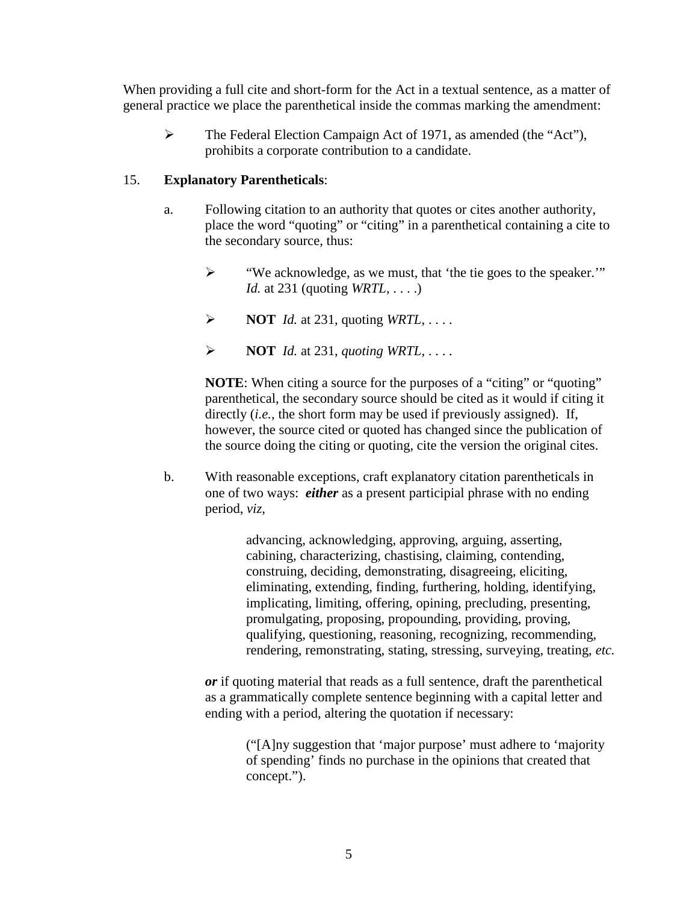When providing a full cite and short-form for the Act in a textual sentence, as a matter of general practice we place the parenthetical inside the commas marking the amendment:

- ➢ The Federal Election Campaign Act of 1971, as amended (the “Act”), prohibits a corporate contribution to a candidate.

15. **Explanatory Parentheticals**:

a. Following citation to an authority that quotes or cites another authority, place the word “quoting” or “citing” in a parenthetical containing a cite to the secondary source, thus:

- ➢ “We acknowledge, as we must, that ‘the tie goes to the speaker.’” *Id.* at 231 (quoting *WRTL*, . . . .)
- ➢ **NOT** *Id.* at 231, quoting *WRTL*, . . . .
- ➢ **NOT** *Id.* at 231, *quoting WRTL*, . . . .

**NOTE**: When citing a source for the purposes of a “citing” or “quoting” parenthetical, the secondary source should be cited as it would if citing it directly (*i.e.*, the short form may be used if previously assigned). If, however, the source cited or quoted has changed since the publication of the source doing the citing or quoting, cite the version the original cites.

b. With reasonable exceptions, craft explanatory citation parentheticals in one of two ways: ***either*** as a present participial phrase with no ending period, *viz*,

> advancing, acknowledging, approving, arguing, asserting, cabining, characterizing, chastising, claiming, contending, construing, deciding, demonstrating, disagreeing, eliciting, eliminating, extending, finding, furthering, holding, identifying, implicating, limiting, offering, opining, precluding, presenting, promulgating, proposing, propounding, providing, proving, qualifying, questioning, reasoning, recognizing, recommending, rendering, remonstrating, stating, stressing, surveying, treating, *etc.*

***or*** if quoting material that reads as a full sentence, draft the parenthetical as a grammatically complete sentence beginning with a capital letter and ending with a period, altering the quotation if necessary:

> (“[A]ny suggestion that ‘major purpose’ must adhere to ‘majority of spending’ finds no purchase in the opinions that created that concept.”).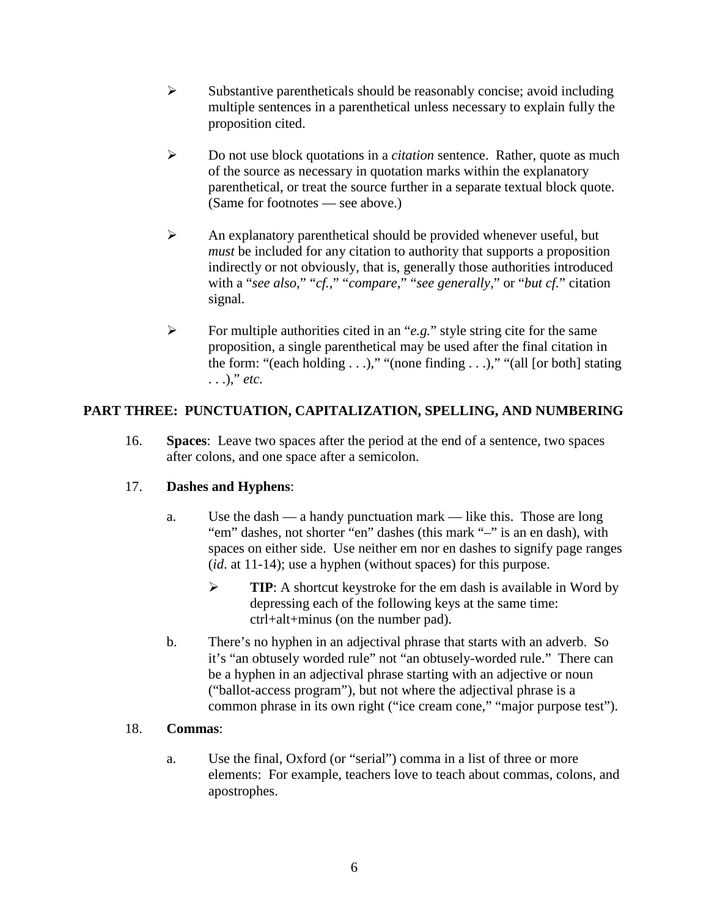- Substantive parentheticals should be reasonably concise; avoid including multiple sentences in a parenthetical unless necessary to explain fully the proposition cited.

- Do not use block quotations in a *citation* sentence. Rather, quote as much of the source as necessary in quotation marks within the explanatory parenthetical, or treat the source further in a separate textual block quote. (Same for footnotes — see above.)

- An explanatory parenthetical should be provided whenever useful, but *must* be included for any citation to authority that supports a proposition indirectly or not obviously, that is, generally those authorities introduced with a "*see also*," "*cf.*," "*compare*," "*see generally*," or "*but cf.*" citation signal.

- For multiple authorities cited in an "*e.g.*" style string cite for the same proposition, a single parenthetical may be used after the final citation in the form: "(each holding . . .)," "(none finding . . .)," "(all [or both] stating . . .)," *etc.*

## PART THREE: PUNCTUATION, CAPITALIZATION, SPELLING, AND NUMBERING

16. **Spaces**: Leave two spaces after the period at the end of a sentence, two spaces after colons, and one space after a semicolon.

17. **Dashes and Hyphens**:

    a. Use the dash — a handy punctuation mark — like this. Those are long "em" dashes, not shorter "en" dashes (this mark "–" is an en dash), with spaces on either side. Use neither em nor en dashes to signify page ranges (*id*. at 11-14); use a hyphen (without spaces) for this purpose.

       - **TIP**: A shortcut keystroke for the em dash is available in Word by depressing each of the following keys at the same time: ctrl+alt+minus (on the number pad).

    b. There's no hyphen in an adjectival phrase that starts with an adverb. So it's "an obtusely worded rule" not "an obtusely-worded rule." There can be a hyphen in an adjectival phrase starting with an adjective or noun ("ballot-access program"), but not where the adjectival phrase is a common phrase in its own right ("ice cream cone," "major purpose test").

18. **Commas**:

    a. Use the final, Oxford (or "serial") comma in a list of three or more elements: For example, teachers love to teach about commas, colons, and apostrophes.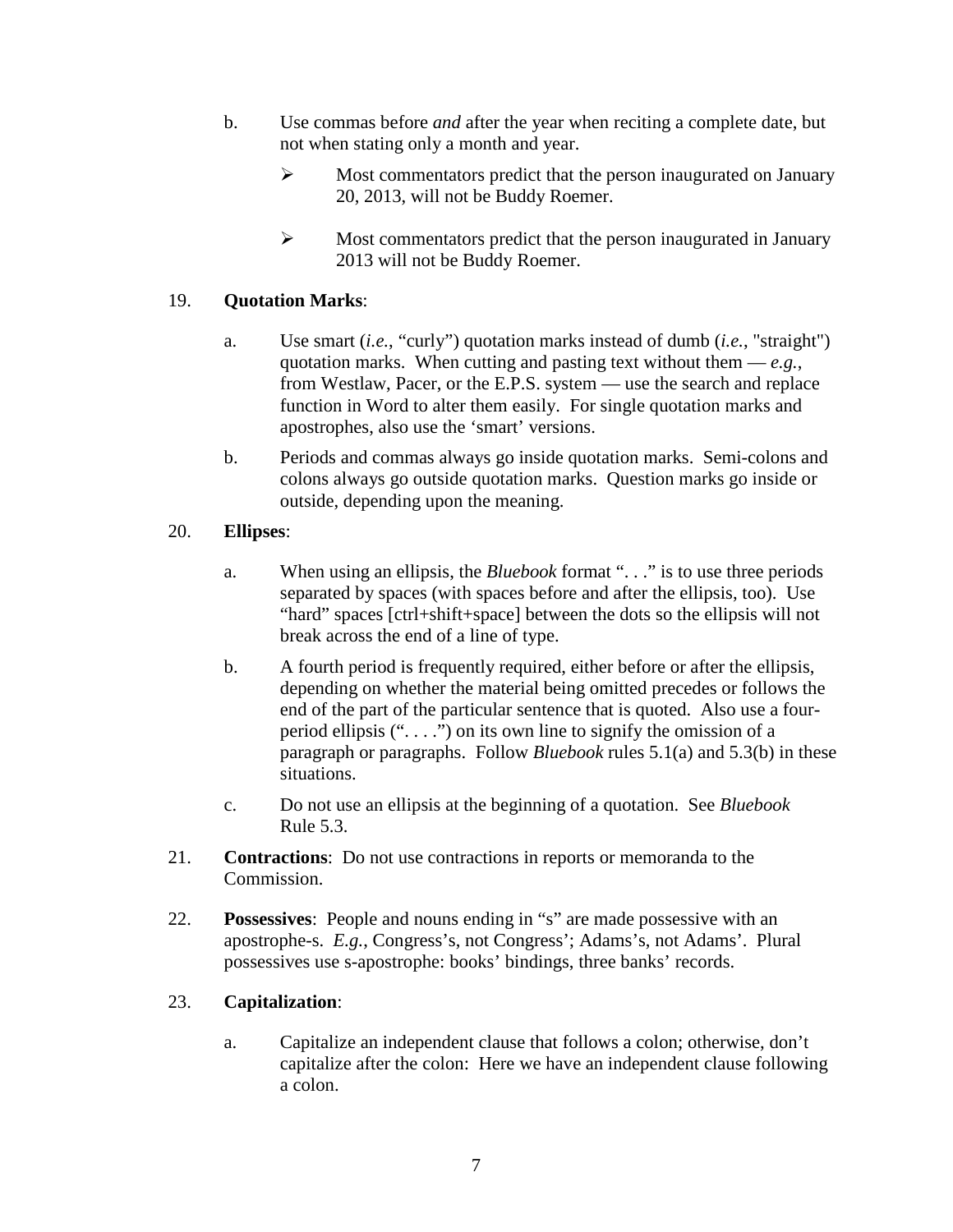b. Use commas before *and* after the year when reciting a complete date, but not when stating only a month and year.

   - Most commentators predict that the person inaugurated on January 20, 2013, will not be Buddy Roemer.

   - Most commentators predict that the person inaugurated in January 2013 will not be Buddy Roemer.

19. **Quotation Marks**:

   a. Use smart (*i.e.*, “curly”) quotation marks instead of dumb (*i.e.*, "straight") quotation marks. When cutting and pasting text without them — *e.g.*, from Westlaw, Pacer, or the E.P.S. system — use the search and replace function in Word to alter them easily. For single quotation marks and apostrophes, also use the ‘smart’ versions.

   b. Periods and commas always go inside quotation marks. Semi-colons and colons always go outside quotation marks. Question marks go inside or outside, depending upon the meaning.

20. **Ellipses**:

   a. When using an ellipsis, the *Bluebook* format “. . .” is to use three periods separated by spaces (with spaces before and after the ellipsis, too). Use “hard” spaces [ctrl+shift+space] between the dots so the ellipsis will not break across the end of a line of type.

   b. A fourth period is frequently required, either before or after the ellipsis, depending on whether the material being omitted precedes or follows the end of the part of the particular sentence that is quoted. Also use a four-period ellipsis (“. . . .”) on its own line to signify the omission of a paragraph or paragraphs. Follow *Bluebook* rules 5.1(a) and 5.3(b) in these situations.

   c. Do not use an ellipsis at the beginning of a quotation. See *Bluebook* Rule 5.3.

21. **Contractions**: Do not use contractions in reports or memoranda to the Commission.

22. **Possessives**: People and nouns ending in “s” are made possessive with an apostrophe-s. *E.g.*, Congress’s, not Congress’; Adams’s, not Adams’. Plural possessives use s-apostrophe: books’ bindings, three banks’ records.

23. **Capitalization**:

   a. Capitalize an independent clause that follows a colon; otherwise, don’t capitalize after the colon: Here we have an independent clause following a colon.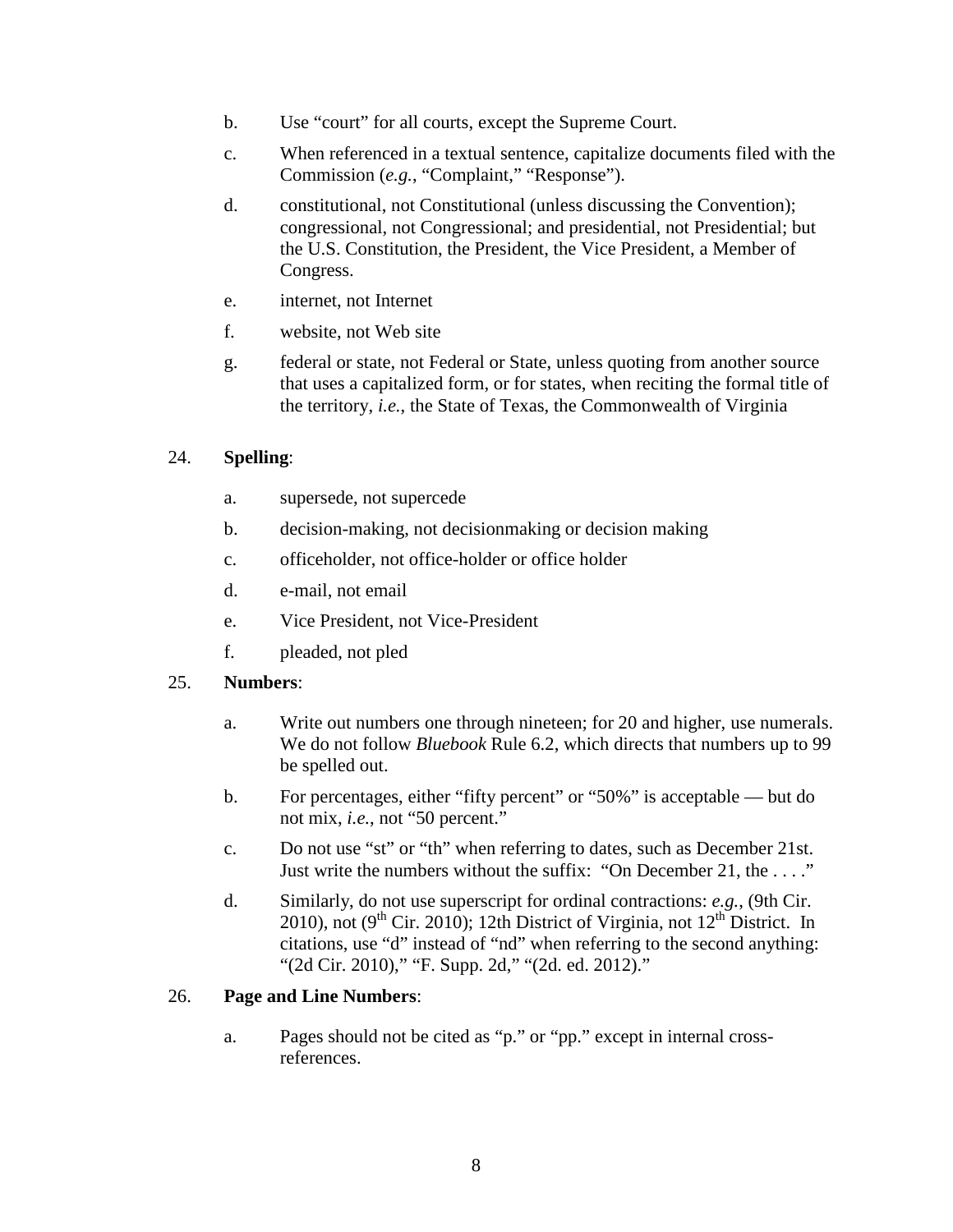b. Use “court” for all courts, except the Supreme Court.

c. When referenced in a textual sentence, capitalize documents filed with the Commission (*e.g.*, “Complaint,” “Response”).

d. constitutional, not Constitutional (unless discussing the Convention); congressional, not Congressional; and presidential, not Presidential; but the U.S. Constitution, the President, the Vice President, a Member of Congress.

e. internet, not Internet

f. website, not Web site

g. federal or state, not Federal or State, unless quoting from another source that uses a capitalized form, or for states, when reciting the formal title of the territory, *i.e.*, the State of Texas, the Commonwealth of Virginia

24. **Spelling**:

a. supersede, not supercede

b. decision-making, not decisionmaking or decision making

c. officeholder, not office-holder or office holder

d. e-mail, not email

e. Vice President, not Vice-President

f. pleaded, not pled

25. **Numbers**:

a. Write out numbers one through nineteen; for 20 and higher, use numerals. We do not follow *Bluebook* Rule 6.2, which directs that numbers up to 99 be spelled out.

b. For percentages, either “fifty percent” or “50%” is acceptable — but do not mix, *i.e.*, not “50 percent.”

c. Do not use “st” or “th” when referring to dates, such as December 21st. Just write the numbers without the suffix: “On December 21, the . . . .”

d. Similarly, do not use superscript for ordinal contractions: *e.g.*, (9th Cir. 2010), not ($9^{\text{th}}$ Cir. 2010); 12th District of Virginia, not $12^{\text{th}}$ District. In citations, use “d” instead of “nd” when referring to the second anything: “(2d Cir. 2010),” “F. Supp. 2d,” “(2d. ed. 2012).”

26. **Page and Line Numbers**:

a. Pages should not be cited as “p.” or “pp.” except in internal cross-references.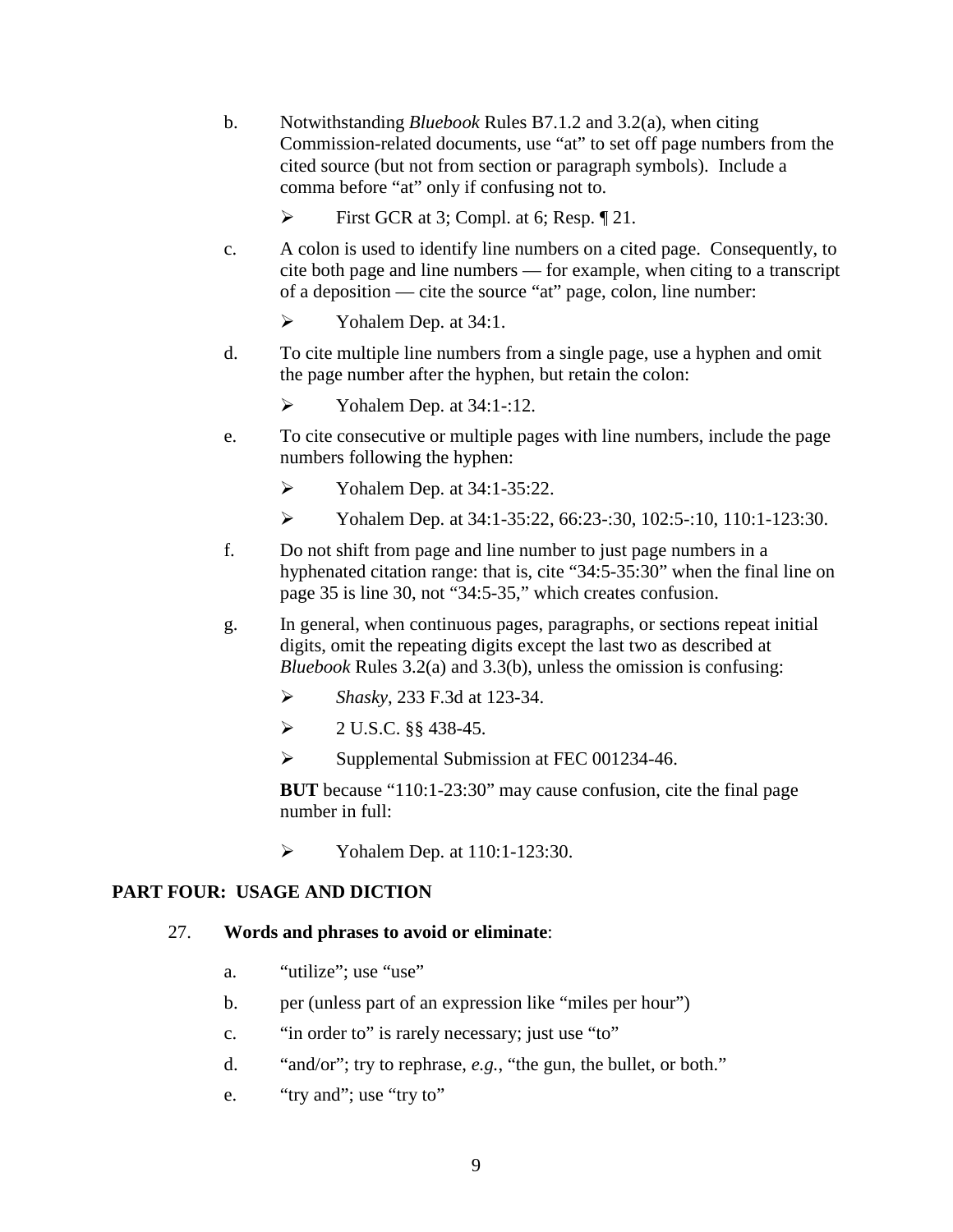b. Notwithstanding *Bluebook* Rules B7.1.2 and 3.2(a), when citing Commission-related documents, use "at" to set off page numbers from the cited source (but not from section or paragraph symbols). Include a comma before "at" only if confusing not to.

   ➢ First GCR at 3; Compl. at 6; Resp. ¶ 21.

c. A colon is used to identify line numbers on a cited page. Consequently, to cite both page and line numbers — for example, when citing to a transcript of a deposition — cite the source "at" page, colon, line number:

   ➢ Yohalem Dep. at 34:1.

d. To cite multiple line numbers from a single page, use a hyphen and omit the page number after the hyphen, but retain the colon:

   ➢ Yohalem Dep. at 34:1-:12.

e. To cite consecutive or multiple pages with line numbers, include the page numbers following the hyphen:

   ➢ Yohalem Dep. at 34:1-35:22.

   ➢ Yohalem Dep. at 34:1-35:22, 66:23-:30, 102:5-:10, 110:1-123:30.

f. Do not shift from page and line number to just page numbers in a hyphenated citation range: that is, cite "34:5-35:30" when the final line on page 35 is line 30, not "34:5-35," which creates confusion.

g. In general, when continuous pages, paragraphs, or sections repeat initial digits, omit the repeating digits except the last two as described at *Bluebook* Rules 3.2(a) and 3.3(b), unless the omission is confusing:

   ➢ *Shasky*, 233 F.3d at 123-34.

   ➢ 2 U.S.C. §§ 438-45.

   ➢ Supplemental Submission at FEC 001234-46.

   **BUT** because "110:1-23:30" may cause confusion, cite the final page number in full:

   ➢ Yohalem Dep. at 110:1-123:30.

## PART FOUR: USAGE AND DICTION

27. **Words and phrases to avoid or eliminate**:

   a. "utilize"; use "use"

   b. per (unless part of an expression like "miles per hour")

   c. "in order to" is rarely necessary; just use "to"

   d. "and/or"; try to rephrase, *e.g.*, "the gun, the bullet, or both."

   e. "try and"; use "try to"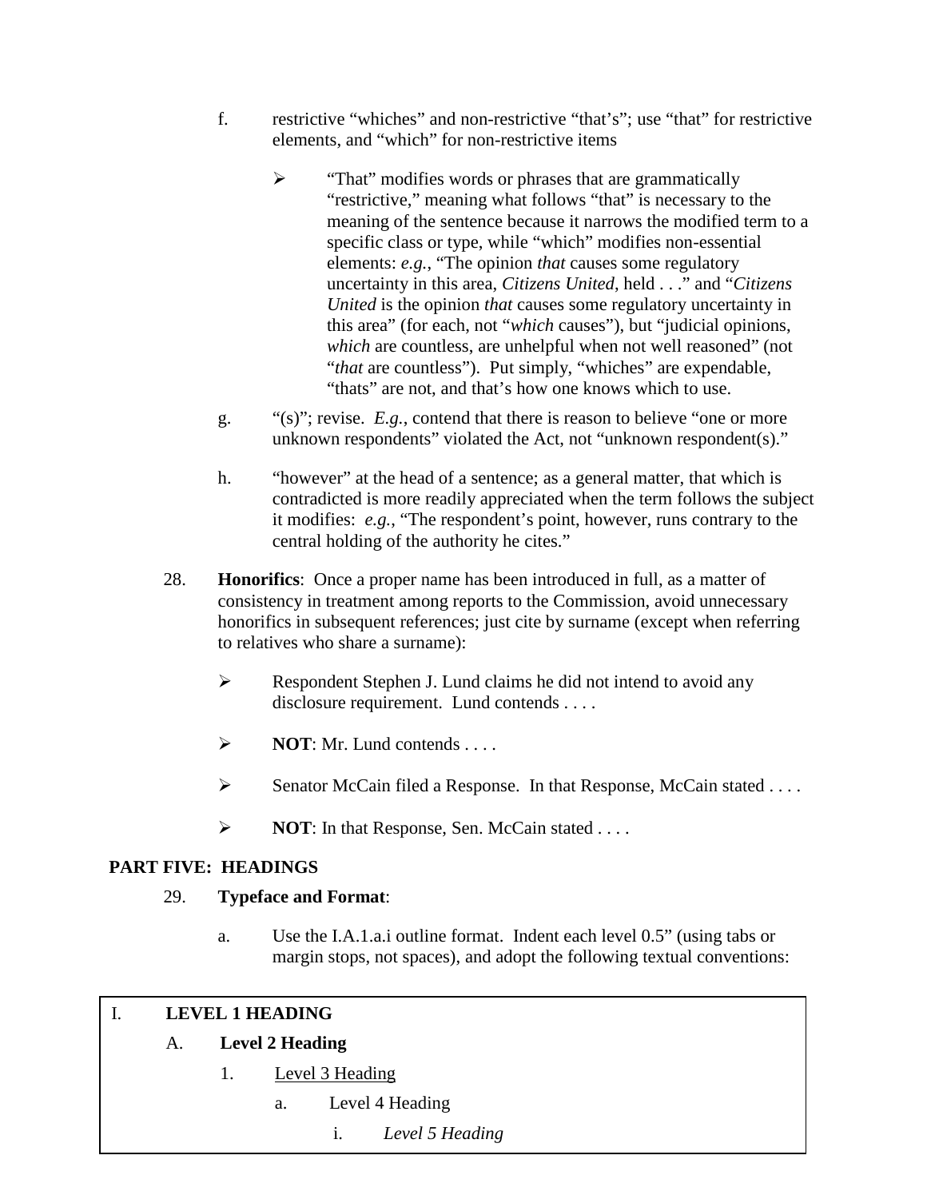f. restrictive "whiches" and non-restrictive "that's"; use "that" for restrictive elements, and "which" for non-restrictive items

   - "That" modifies words or phrases that are grammatically "restrictive," meaning what follows "that" is necessary to the meaning of the sentence because it narrows the modified term to a specific class or type, while "which" modifies non-essential elements: *e.g.*, "The opinion *that* causes some regulatory uncertainty in this area, *Citizens United*, held . . ." and "*Citizens United* is the opinion *that* causes some regulatory uncertainty in this area" (for each, not "*which* causes"), but "judicial opinions, *which* are countless, are unhelpful when not well reasoned" (not "*that* are countless"). Put simply, "whiches" are expendable, "thats" are not, and that's how one knows which to use.

g. "(s)"; revise. *E.g.*, contend that there is reason to believe "one or more unknown respondents" violated the Act, not "unknown respondent(s)."

h. "however" at the head of a sentence; as a general matter, that which is contradicted is more readily appreciated when the term follows the subject it modifies: *e.g.*, "The respondent's point, however, runs contrary to the central holding of the authority he cites."

28. **Honorifics**: Once a proper name has been introduced in full, as a matter of consistency in treatment among reports to the Commission, avoid unnecessary honorifics in subsequent references; just cite by surname (except when referring to relatives who share a surname):

   - Respondent Stephen J. Lund claims he did not intend to avoid any disclosure requirement. Lund contends . . . .
   - **NOT**: Mr. Lund contends . . . .
   - Senator McCain filed a Response. In that Response, McCain stated . . . .
   - **NOT**: In that Response, Sen. McCain stated . . . .

## PART FIVE: HEADINGS

29. **Typeface and Format**:

   a. Use the I.A.1.a.i outline format. Indent each level 0.5" (using tabs or margin stops, not spaces), and adopt the following textual conventions:

> I. **LEVEL 1 HEADING**
>
> A. **Level 2 Heading**
>
> 1. <u>Level 3 Heading</u>
>
> a. Level 4 Heading
>
> i. *Level 5 Heading*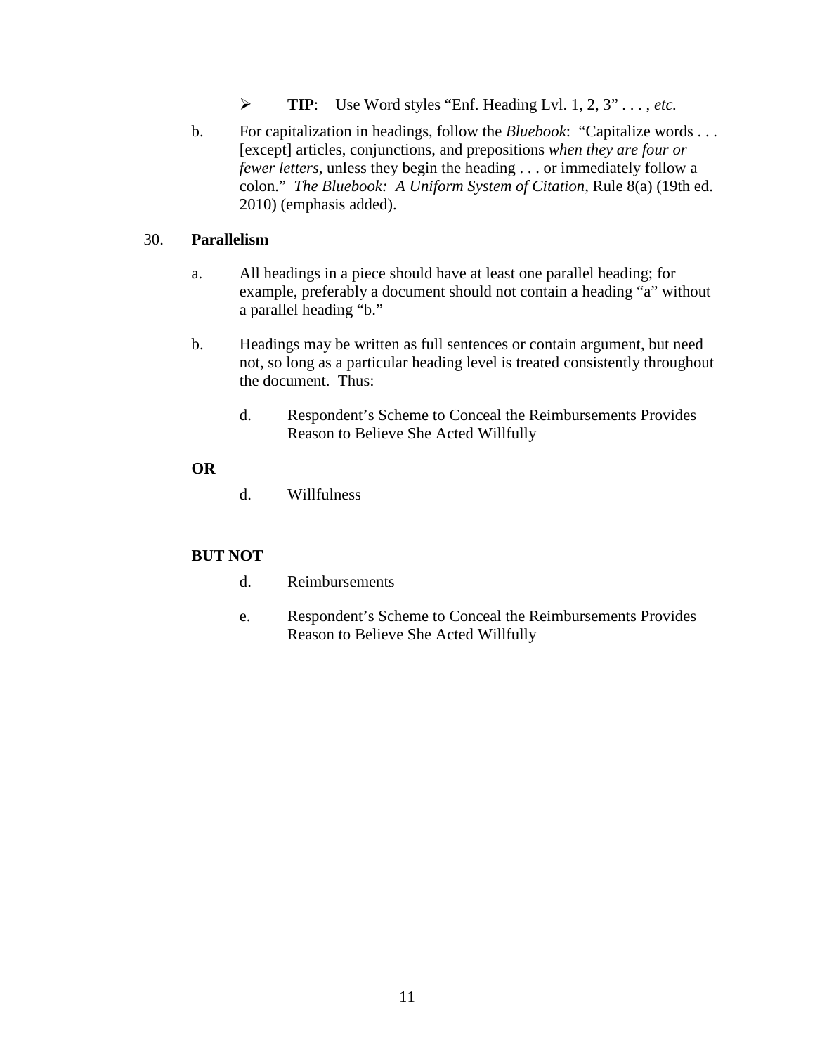- **TIP**: Use Word styles "Enf. Heading Lvl. 1, 2, 3" . . . , *etc.*

b. For capitalization in headings, follow the *Bluebook*: "Capitalize words . . . [except] articles, conjunctions, and prepositions *when they are four or fewer letters*, unless they begin the heading . . . or immediately follow a colon." *The Bluebook: A Uniform System of Citation*, Rule 8(a) (19th ed. 2010) (emphasis added).

30. **Parallelism**

a. All headings in a piece should have at least one parallel heading; for example, preferably a document should not contain a heading "a" without a parallel heading "b."

b. Headings may be written as full sentences or contain argument, but need not, so long as a particular heading level is treated consistently throughout the document. Thus:

    d. Respondent's Scheme to Conceal the Reimbursements Provides Reason to Believe She Acted Willfully

**OR**

    d. Willfulness

**BUT NOT**

    d. Reimbursements

    e. Respondent's Scheme to Conceal the Reimbursements Provides Reason to Believe She Acted Willfully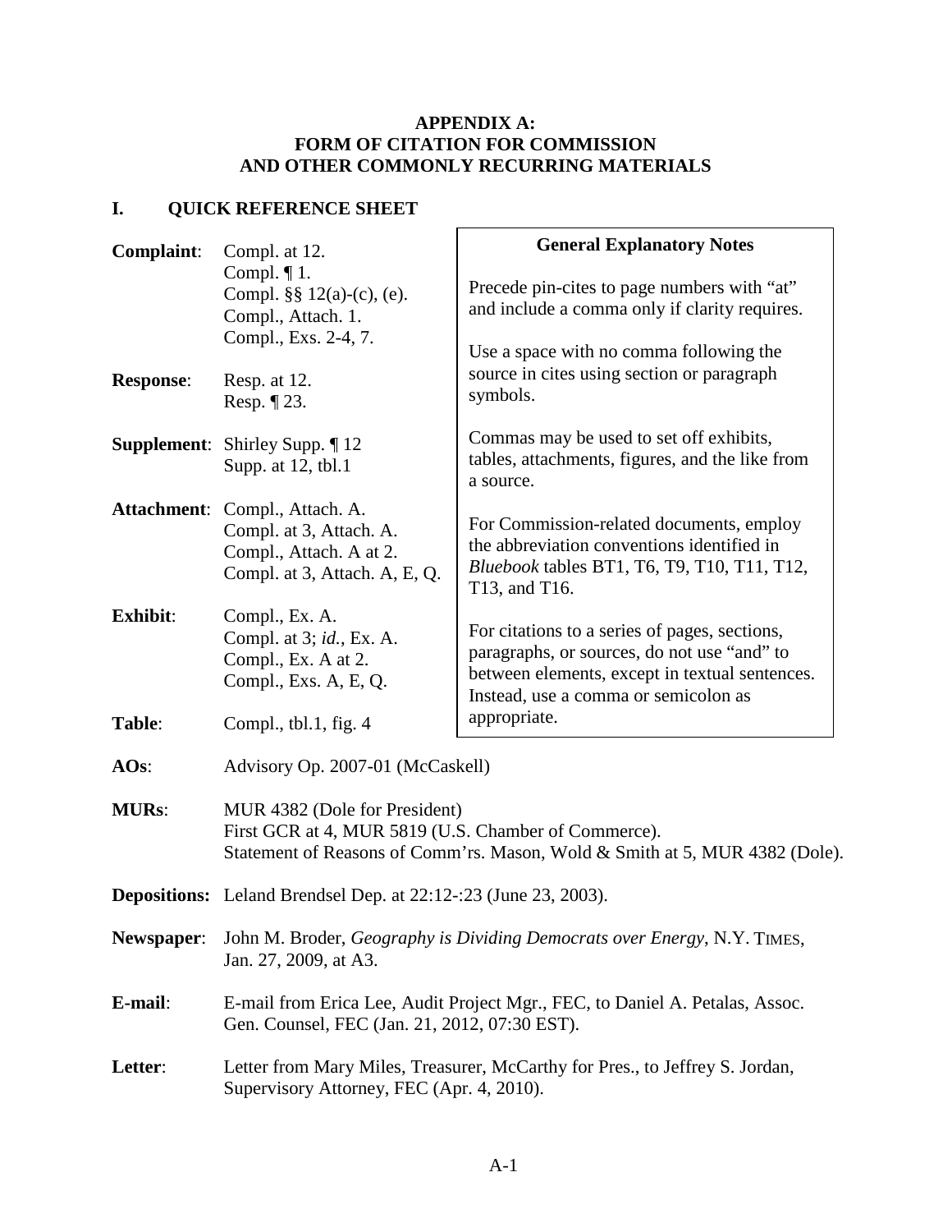**APPENDIX A:**
**FORM OF CITATION FOR COMMISSION AND OTHER COMMONLY RECURRING MATERIALS**

## I. QUICK REFERENCE SHEET

**Complaint**: Compl. at 12.
Compl. ¶ 1.
Compl. §§ 12(a)-(c), (e).
Compl., Attach. 1.
Compl., Exs. 2-4, 7.

**Response**: Resp. at 12.
Resp. ¶ 23.

**Supplement**: Shirley Supp. ¶ 12
Supp. at 12, tbl.1

**Attachment**: Compl., Attach. A.
Compl. at 3, Attach. A.
Compl., Attach. A at 2.
Compl. at 3, Attach. A, E, Q.

**Exhibit**: Compl., Ex. A.
Compl. at 3; *id.*, Ex. A.
Compl., Ex. A at 2.
Compl., Exs. A, E, Q.

**Table**: Compl., tbl.1, fig. 4

> **General Explanatory Notes**
>
> Precede pin-cites to page numbers with "at" and include a comma only if clarity requires.
>
> Use a space with no comma following the source in cites using section or paragraph symbols.
>
> Commas may be used to set off exhibits, tables, attachments, figures, and the like from a source.
>
> For Commission-related documents, employ the abbreviation conventions identified in *Bluebook* tables BT1, T6, T9, T10, T11, T12, T13, and T16.
>
> For citations to a series of pages, sections, paragraphs, or sources, do not use "and" to between elements, except in textual sentences. Instead, use a comma or semicolon as appropriate.

**AOs**: Advisory Op. 2007-01 (McCaskell)

**MURs**: MUR 4382 (Dole for President)
First GCR at 4, MUR 5819 (U.S. Chamber of Commerce).
Statement of Reasons of Comm'rs. Mason, Wold & Smith at 5, MUR 4382 (Dole).

**Depositions:** Leland Brendsel Dep. at 22:12-:23 (June 23, 2003).

**Newspaper**: John M. Broder, *Geography is Dividing Democrats over Energy*, N.Y. TIMES, Jan. 27, 2009, at A3.

**E-mail**: E-mail from Erica Lee, Audit Project Mgr., FEC, to Daniel A. Petalas, Assoc. Gen. Counsel, FEC (Jan. 21, 2012, 07:30 EST).

**Letter**: Letter from Mary Miles, Treasurer, McCarthy for Pres., to Jeffrey S. Jordan, Supervisory Attorney, FEC (Apr. 4, 2010).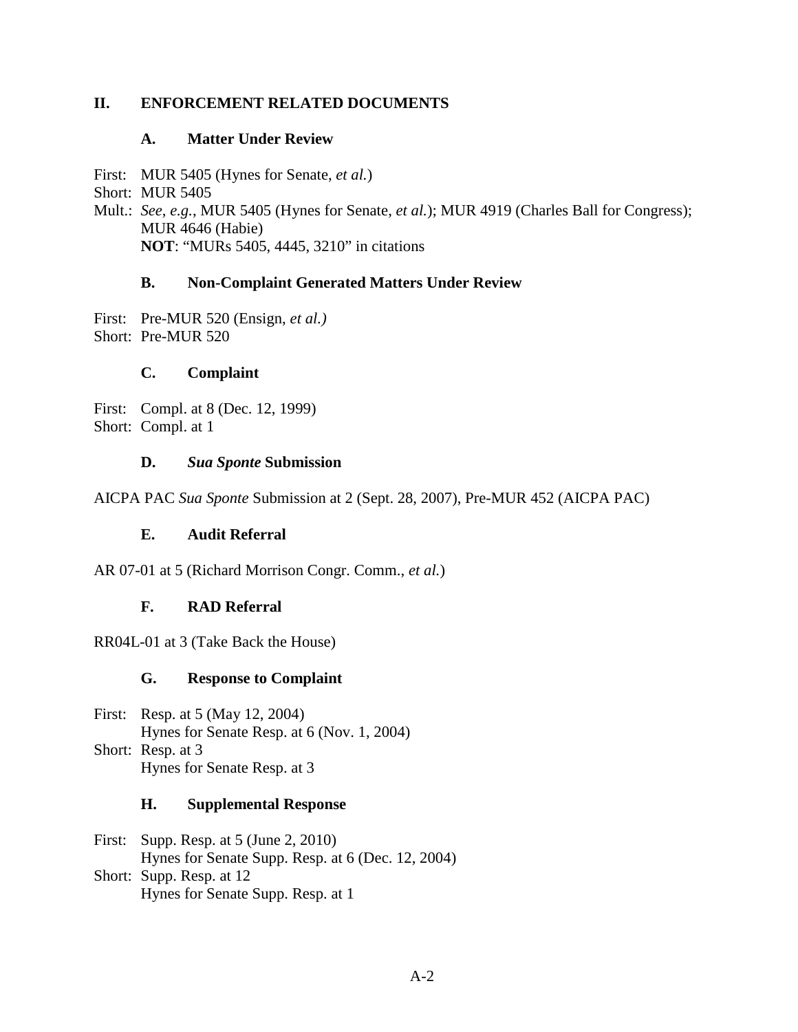## II. ENFORCEMENT RELATED DOCUMENTS

### A. Matter Under Review

First: MUR 5405 (Hynes for Senate, *et al.*)
Short: MUR 5405
Mult.: *See, e.g.*, MUR 5405 (Hynes for Senate, *et al.*); MUR 4919 (Charles Ball for Congress); MUR 4646 (Habie)
**NOT**: "MURs 5405, 4445, 3210" in citations

### B. Non-Complaint Generated Matters Under Review

First: Pre-MUR 520 (Ensign, *et al.)*
Short: Pre-MUR 520

### C. Complaint

First: Compl. at 8 (Dec. 12, 1999)
Short: Compl. at 1

### D. *Sua Sponte* Submission

AICPA PAC *Sua Sponte* Submission at 2 (Sept. 28, 2007), Pre-MUR 452 (AICPA PAC)

### E. Audit Referral

AR 07-01 at 5 (Richard Morrison Congr. Comm., *et al.*)

### F. RAD Referral

RR04L-01 at 3 (Take Back the House)

### G. Response to Complaint

First: Resp. at 5 (May 12, 2004)
Hynes for Senate Resp. at 6 (Nov. 1, 2004)
Short: Resp. at 3
Hynes for Senate Resp. at 3

### H. Supplemental Response

First: Supp. Resp. at 5 (June 2, 2010)
Hynes for Senate Supp. Resp. at 6 (Dec. 12, 2004)
Short: Supp. Resp. at 12
Hynes for Senate Supp. Resp. at 1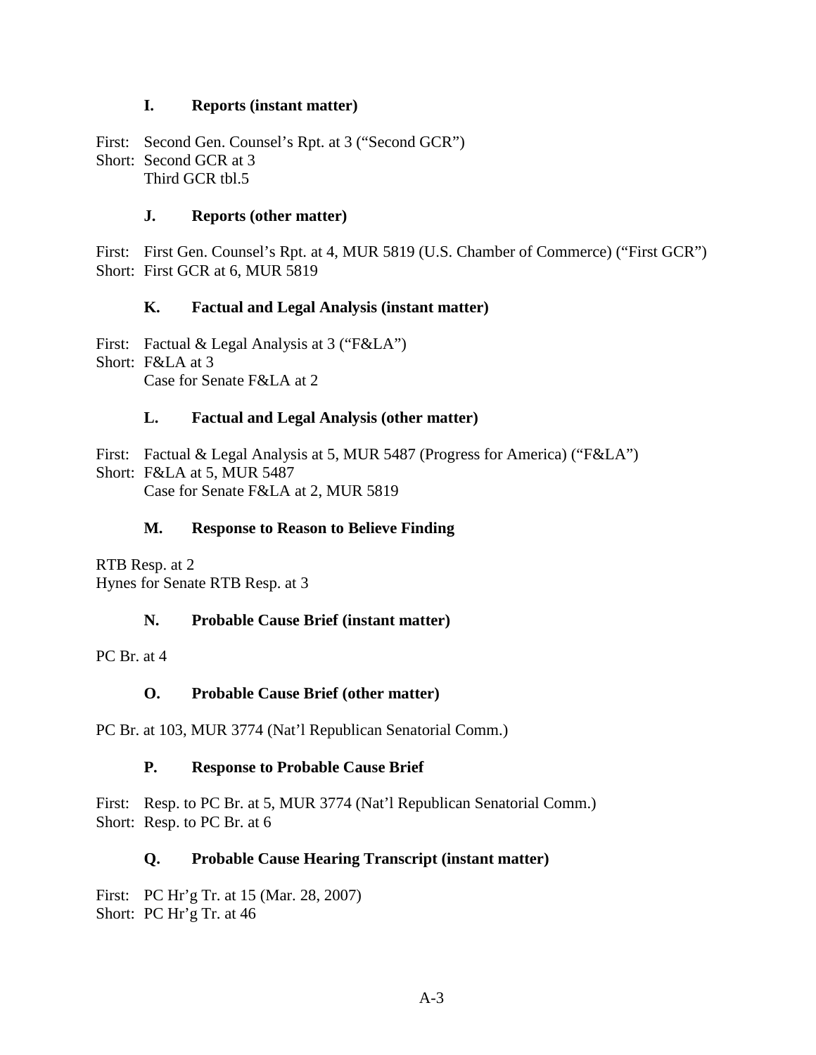### I. Reports (instant matter)

First: Second Gen. Counsel's Rpt. at 3 ("Second GCR")
Short: Second GCR at 3
Third GCR tbl.5

### J. Reports (other matter)

First: First Gen. Counsel's Rpt. at 4, MUR 5819 (U.S. Chamber of Commerce) ("First GCR")
Short: First GCR at 6, MUR 5819

### K. Factual and Legal Analysis (instant matter)

First: Factual & Legal Analysis at 3 ("F&LA")
Short: F&LA at 3
Case for Senate F&LA at 2

### L. Factual and Legal Analysis (other matter)

First: Factual & Legal Analysis at 5, MUR 5487 (Progress for America) ("F&LA")
Short: F&LA at 5, MUR 5487
Case for Senate F&LA at 2, MUR 5819

### M. Response to Reason to Believe Finding

RTB Resp. at 2
Hynes for Senate RTB Resp. at 3

### N. Probable Cause Brief (instant matter)

PC Br. at 4

### O. Probable Cause Brief (other matter)

PC Br. at 103, MUR 3774 (Nat'l Republican Senatorial Comm.)

### P. Response to Probable Cause Brief

First: Resp. to PC Br. at 5, MUR 3774 (Nat'l Republican Senatorial Comm.)
Short: Resp. to PC Br. at 6

### Q. Probable Cause Hearing Transcript (instant matter)

First: PC Hr'g Tr. at 15 (Mar. 28, 2007)
Short: PC Hr'g Tr. at 46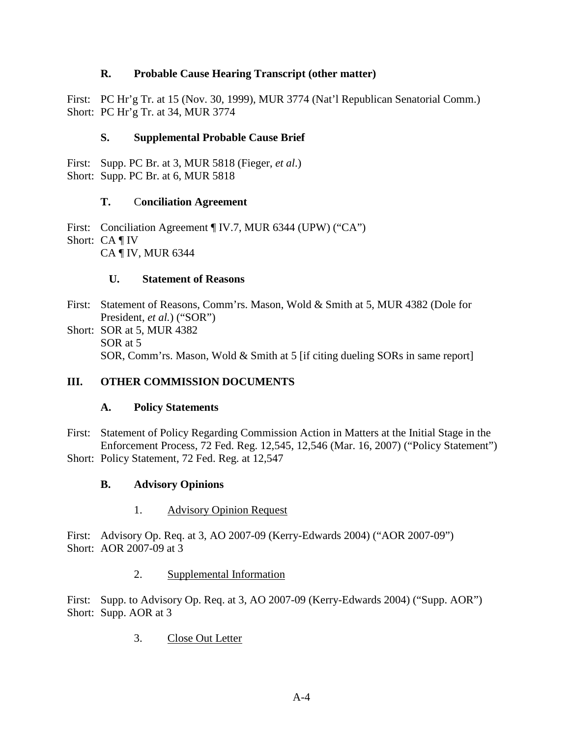### R. Probable Cause Hearing Transcript (other matter)

First: PC Hr'g Tr. at 15 (Nov. 30, 1999), MUR 3774 (Nat'l Republican Senatorial Comm.)
Short: PC Hr'g Tr. at 34, MUR 3774

### S. Supplemental Probable Cause Brief

First: Supp. PC Br. at 3, MUR 5818 (Fieger, *et al.*)
Short: Supp. PC Br. at 6, MUR 5818

### T. Conciliation Agreement

First: Conciliation Agreement ¶ IV.7, MUR 6344 (UPW) ("CA")
Short: CA ¶ IV
CA ¶ IV, MUR 6344

### U. Statement of Reasons

First: Statement of Reasons, Comm'rs. Mason, Wold & Smith at 5, MUR 4382 (Dole for President, *et al.*) ("SOR")
Short: SOR at 5, MUR 4382
SOR at 5
SOR, Comm'rs. Mason, Wold & Smith at 5 [if citing dueling SORs in same report]

## III. OTHER COMMISSION DOCUMENTS

### A. Policy Statements

First: Statement of Policy Regarding Commission Action in Matters at the Initial Stage in the Enforcement Process, 72 Fed. Reg. 12,545, 12,546 (Mar. 16, 2007) ("Policy Statement")
Short: Policy Statement, 72 Fed. Reg. at 12,547

### B. Advisory Opinions

1. Advisory Opinion Request

First: Advisory Op. Req. at 3, AO 2007-09 (Kerry-Edwards 2004) ("AOR 2007-09")
Short: AOR 2007-09 at 3

2. Supplemental Information

First: Supp. to Advisory Op. Req. at 3, AO 2007-09 (Kerry-Edwards 2004) ("Supp. AOR")
Short: Supp. AOR at 3

3. Close Out Letter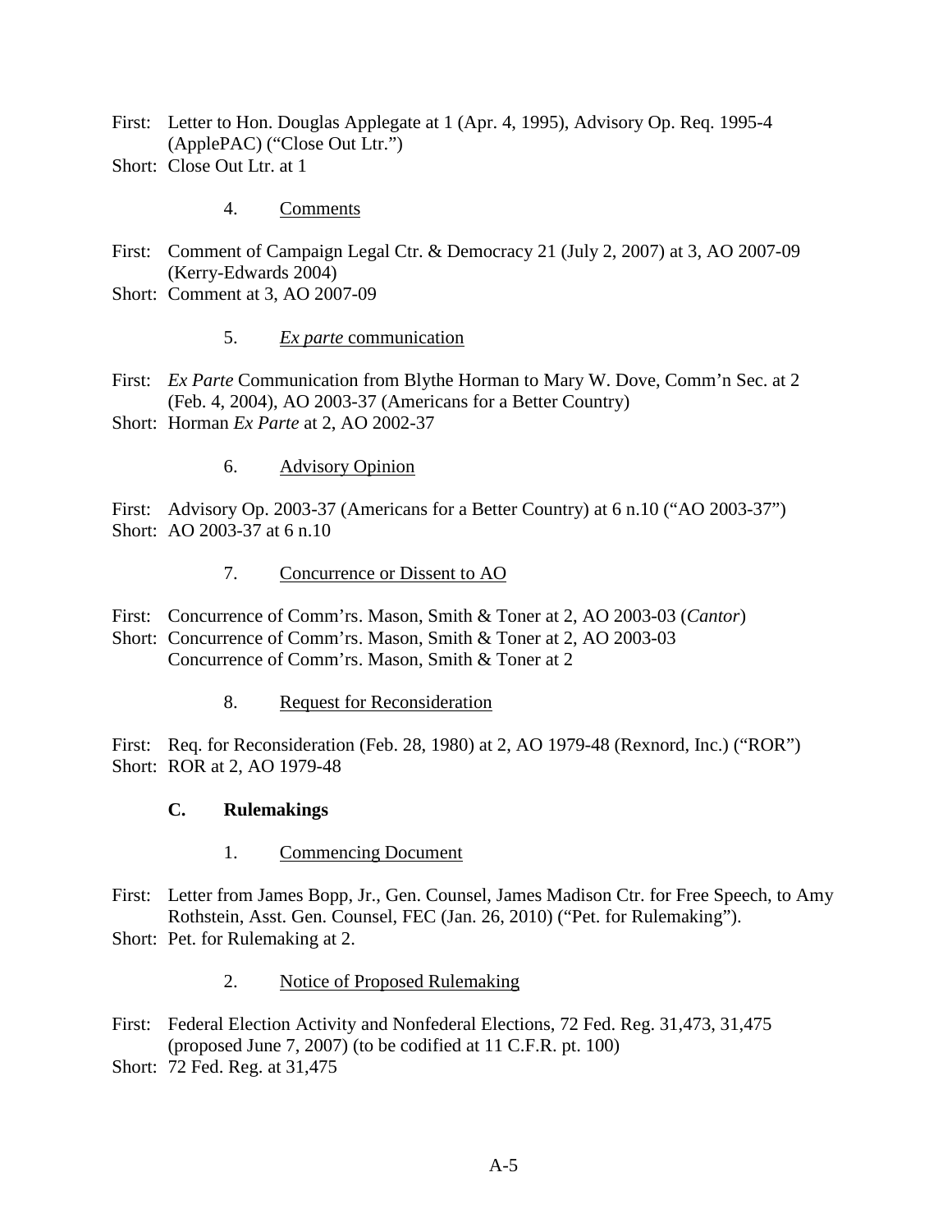First: Letter to Hon. Douglas Applegate at 1 (Apr. 4, 1995), Advisory Op. Req. 1995-4 (ApplePAC) ("Close Out Ltr.")
Short: Close Out Ltr. at 1

4. Comments

First: Comment of Campaign Legal Ctr. & Democracy 21 (July 2, 2007) at 3, AO 2007-09 (Kerry-Edwards 2004)
Short: Comment at 3, AO 2007-09

5. *Ex parte* communication

First: *Ex Parte* Communication from Blythe Horman to Mary W. Dove, Comm'n Sec. at 2 (Feb. 4, 2004), AO 2003-37 (Americans for a Better Country)
Short: Horman *Ex Parte* at 2, AO 2002-37

6. Advisory Opinion

First: Advisory Op. 2003-37 (Americans for a Better Country) at 6 n.10 ("AO 2003-37")
Short: AO 2003-37 at 6 n.10

7. Concurrence or Dissent to AO

First: Concurrence of Comm'rs. Mason, Smith & Toner at 2, AO 2003-03 (*Cantor*)
Short: Concurrence of Comm'rs. Mason, Smith & Toner at 2, AO 2003-03
Concurrence of Comm'rs. Mason, Smith & Toner at 2

8. Request for Reconsideration

First: Req. for Reconsideration (Feb. 28, 1980) at 2, AO 1979-48 (Rexnord, Inc.) ("ROR")
Short: ROR at 2, AO 1979-48

### C. Rulemakings

1. Commencing Document

First: Letter from James Bopp, Jr., Gen. Counsel, James Madison Ctr. for Free Speech, to Amy Rothstein, Asst. Gen. Counsel, FEC (Jan. 26, 2010) ("Pet. for Rulemaking").
Short: Pet. for Rulemaking at 2.

2. Notice of Proposed Rulemaking

First: Federal Election Activity and Nonfederal Elections, 72 Fed. Reg. 31,473, 31,475 (proposed June 7, 2007) (to be codified at 11 C.F.R. pt. 100)
Short: 72 Fed. Reg. at 31,475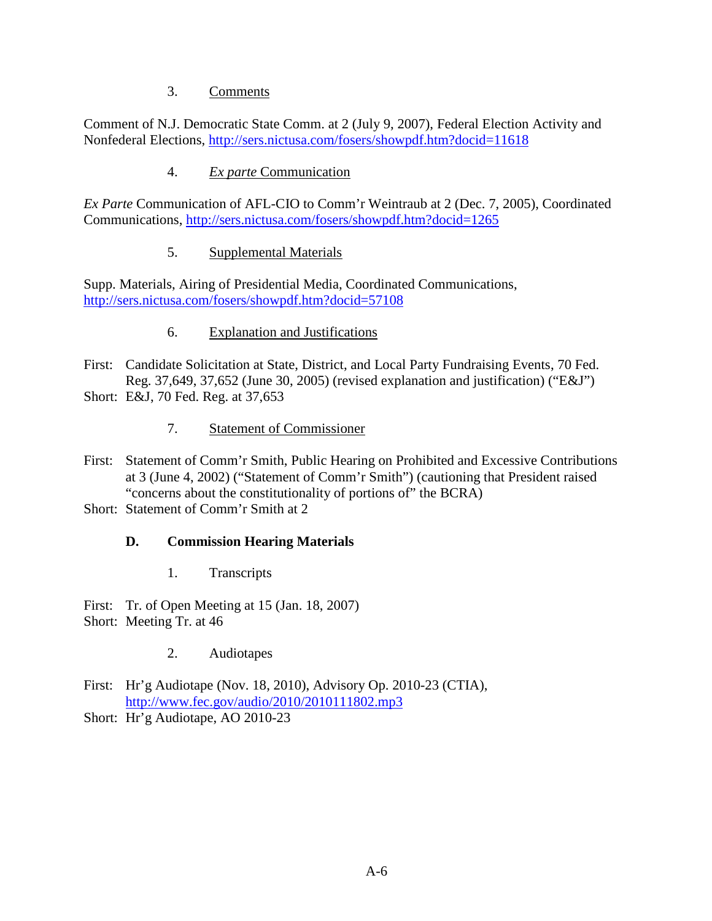3. Comments

Comment of N.J. Democratic State Comm. at 2 (July 9, 2007), Federal Election Activity and Nonfederal Elections, http://sers.nictusa.com/fosers/showpdf.htm?docid=11618

4. *Ex parte* Communication

*Ex Parte* Communication of AFL-CIO to Comm'r Weintraub at 2 (Dec. 7, 2005), Coordinated Communications, http://sers.nictusa.com/fosers/showpdf.htm?docid=1265

5. Supplemental Materials

Supp. Materials, Airing of Presidential Media, Coordinated Communications, http://sers.nictusa.com/fosers/showpdf.htm?docid=57108

6. Explanation and Justifications

First: Candidate Solicitation at State, District, and Local Party Fundraising Events, 70 Fed. Reg. 37,649, 37,652 (June 30, 2005) (revised explanation and justification) ("E&J")
Short: E&J, 70 Fed. Reg. at 37,653

7. Statement of Commissioner

First: Statement of Comm'r Smith, Public Hearing on Prohibited and Excessive Contributions at 3 (June 4, 2002) ("Statement of Comm'r Smith") (cautioning that President raised "concerns about the constitutionality of portions of" the BCRA)
Short: Statement of Comm'r Smith at 2

### D. Commission Hearing Materials

1. Transcripts

First: Tr. of Open Meeting at 15 (Jan. 18, 2007)
Short: Meeting Tr. at 46

2. Audiotapes

First: Hr'g Audiotape (Nov. 18, 2010), Advisory Op. 2010-23 (CTIA), http://www.fec.gov/audio/2010/2010111802.mp3
Short: Hr'g Audiotape, AO 2010-23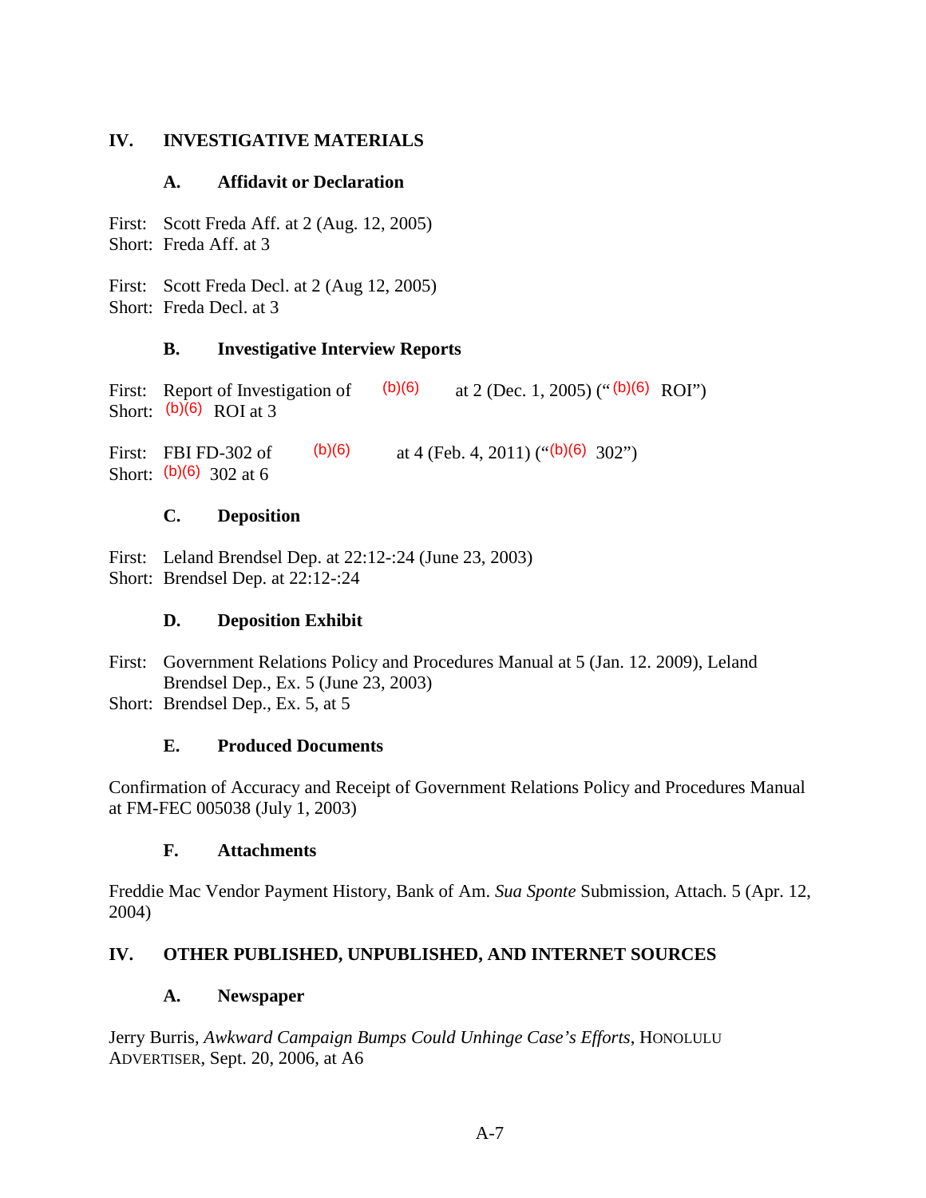## IV. INVESTIGATIVE MATERIALS

### A. Affidavit or Declaration

First: Scott Freda Aff. at 2 (Aug. 12, 2005)
Short: Freda Aff. at 3

First: Scott Freda Decl. at 2 (Aug 12, 2005)
Short: Freda Decl. at 3

### B. Investigative Interview Reports

First: Report of Investigation of (b)(6) at 2 (Dec. 1, 2005) ("(b)(6) ROI")
Short: (b)(6) ROI at 3

First: FBI FD-302 of (b)(6) at 4 (Feb. 4, 2011) ("(b)(6) 302")
Short: (b)(6) 302 at 6

### C. Deposition

First: Leland Brendsel Dep. at 22:12-:24 (June 23, 2003)
Short: Brendsel Dep. at 22:12-:24

### D. Deposition Exhibit

First: Government Relations Policy and Procedures Manual at 5 (Jan. 12. 2009), Leland Brendsel Dep., Ex. 5 (June 23, 2003)
Short: Brendsel Dep., Ex. 5, at 5

### E. Produced Documents

Confirmation of Accuracy and Receipt of Government Relations Policy and Procedures Manual at FM-FEC 005038 (July 1, 2003)

### F. Attachments

Freddie Mac Vendor Payment History, Bank of Am. *Sua Sponte* Submission, Attach. 5 (Apr. 12, 2004)

## IV. OTHER PUBLISHED, UNPUBLISHED, AND INTERNET SOURCES

### A. Newspaper

Jerry Burris, *Awkward Campaign Bumps Could Unhinge Case's Efforts*, HONOLULU ADVERTISER, Sept. 20, 2006, at A6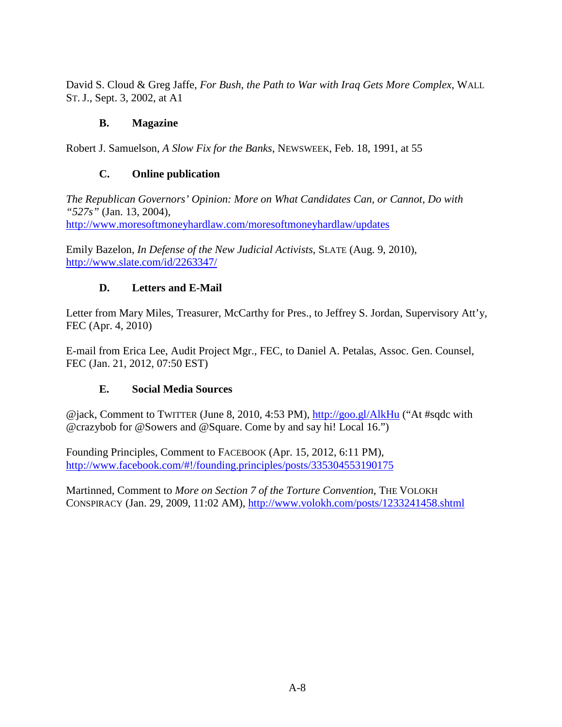David S. Cloud & Greg Jaffe, *For Bush, the Path to War with Iraq Gets More Complex*, WALL ST. J., Sept. 3, 2002, at A1

### B. Magazine

Robert J. Samuelson, *A Slow Fix for the Banks*, NEWSWEEK, Feb. 18, 1991, at 55

### C. Online publication

*The Republican Governors' Opinion: More on What Candidates Can, or Cannot, Do with "527s"* (Jan. 13, 2004), http://www.moresoftmoneyhardlaw.com/moresoftmoneyhardlaw/updates

Emily Bazelon, *In Defense of the New Judicial Activists*, SLATE (Aug. 9, 2010), http://www.slate.com/id/2263347/

### D. Letters and E-Mail

Letter from Mary Miles, Treasurer, McCarthy for Pres., to Jeffrey S. Jordan, Supervisory Att'y, FEC (Apr. 4, 2010)

E-mail from Erica Lee, Audit Project Mgr., FEC, to Daniel A. Petalas, Assoc. Gen. Counsel, FEC (Jan. 21, 2012, 07:50 EST)

### E. Social Media Sources

@jack, Comment to TWITTER (June 8, 2010, 4:53 PM), http://goo.gl/AlkHu ("At #sqdc with @crazybob for @Sowers and @Square. Come by and say hi! Local 16.")

Founding Principles, Comment to FACEBOOK (Apr. 15, 2012, 6:11 PM), http://www.facebook.com/#!/founding.principles/posts/335304553190175

Martinned, Comment to *More on Section 7 of the Torture Convention*, THE VOLOKH CONSPIRACY (Jan. 29, 2009, 11:02 AM), http://www.volokh.com/posts/1233241458.shtml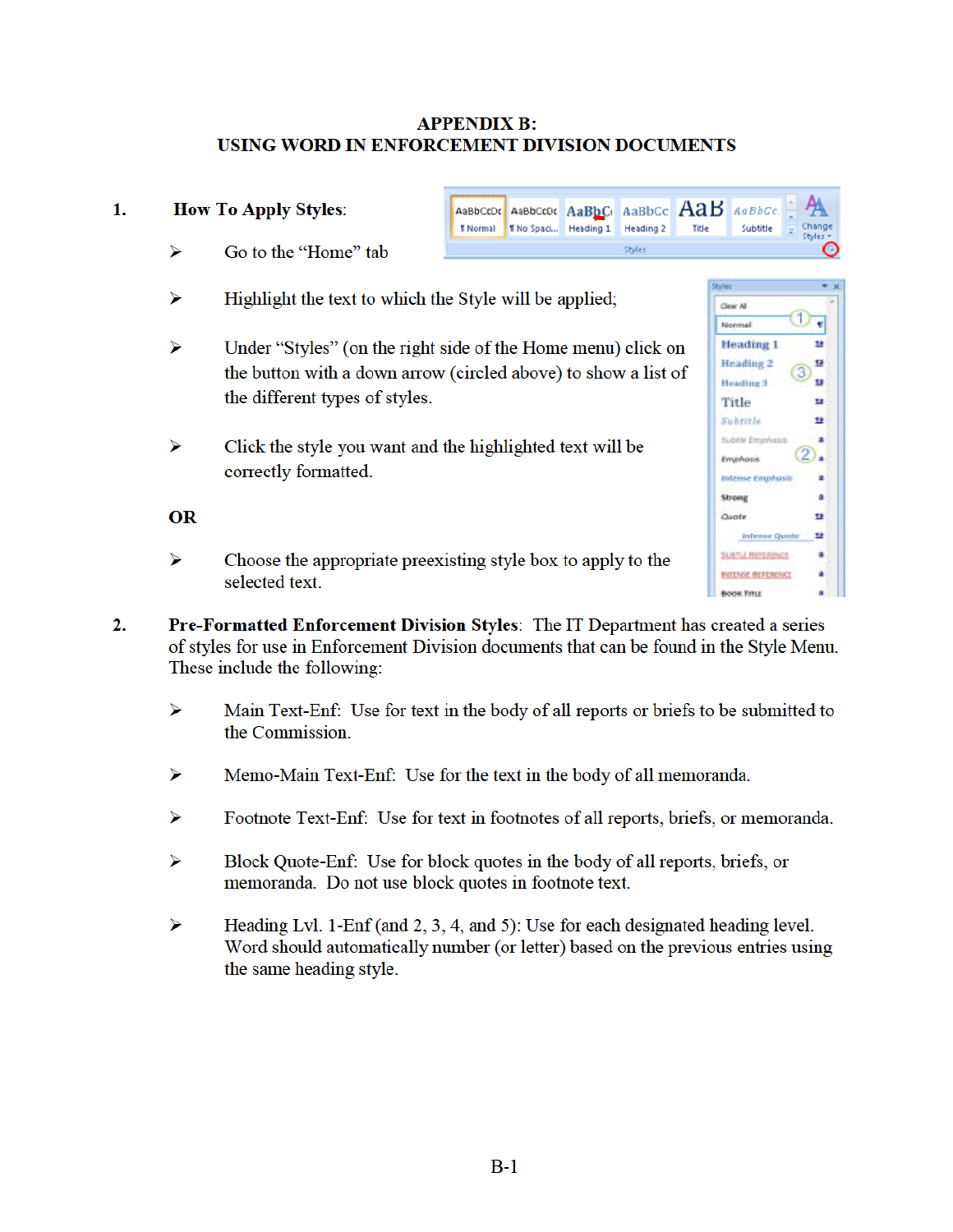# APPENDIX B:
# USING WORD IN ENFORCEMENT DIVISION DOCUMENTS

1. **How To Apply Styles**:

   - Go to the "Home" tab
   - Highlight the text to which the Style will be applied;
   - Under "Styles" (on the right side of the Home menu) click on the button with a down arrow (circled above) to show a list of the different types of styles.
   - Click the style you want and the highlighted text will be correctly formatted.

   **OR**

   - Choose the appropriate preexisting style box to apply to the selected text.

2. **Pre-Formatted Enforcement Division Styles**: The IT Department has created a series of styles for use in Enforcement Division documents that can be found in the Style Menu. These include the following:

   - Main Text-Enf: Use for text in the body of all reports or briefs to be submitted to the Commission.
   - Memo-Main Text-Enf: Use for the text in the body of all memoranda.
   - Footnote Text-Enf: Use for text in footnotes of all reports, briefs, or memoranda.
   - Block Quote-Enf: Use for block quotes in the body of all reports, briefs, or memoranda. Do not use block quotes in footnote text.
   - Heading Lvl. 1-Enf (and 2, 3, 4, and 5): Use for each designated heading level. Word should automatically number (or letter) based on the previous entries using the same heading style.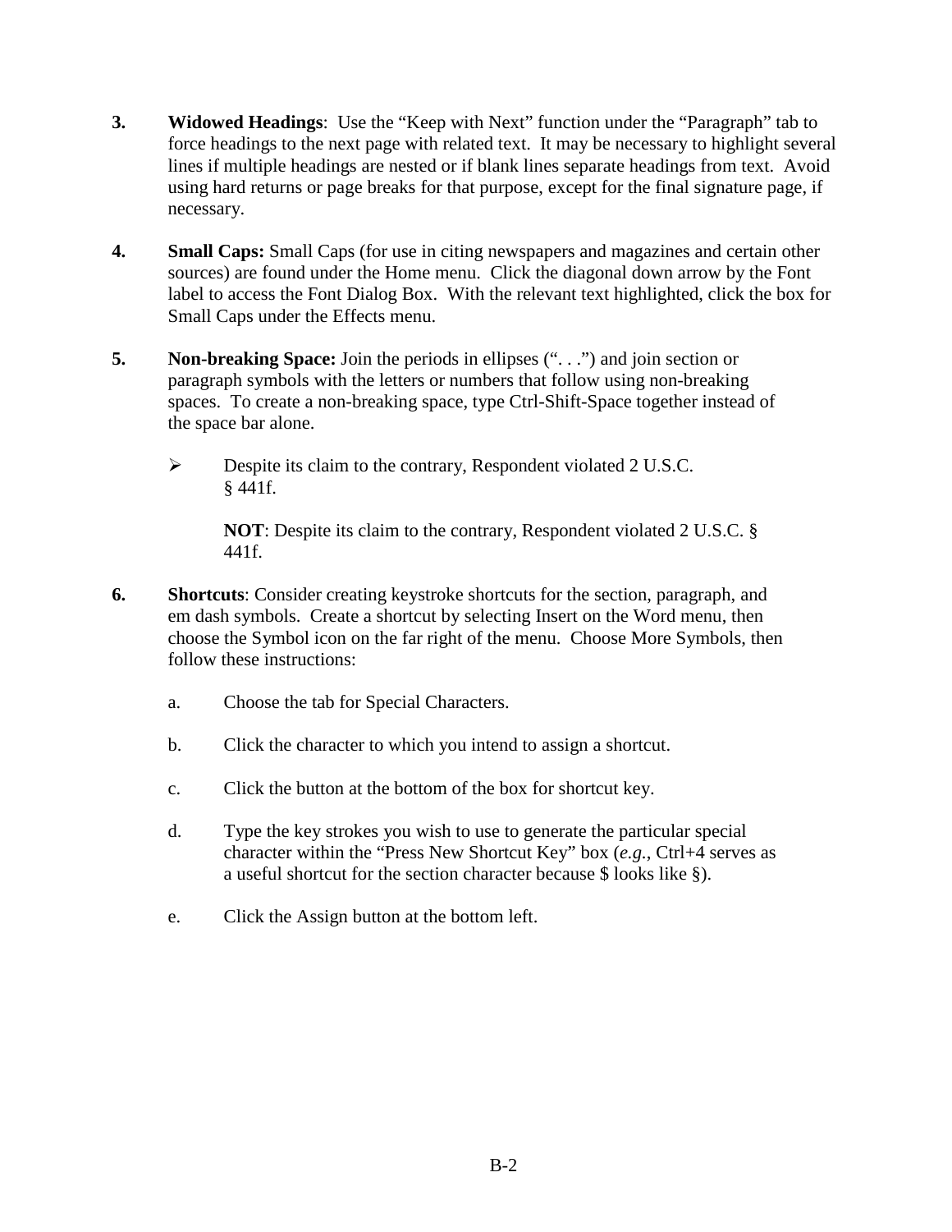**3.** **Widowed Headings**: Use the "Keep with Next" function under the "Paragraph" tab to force headings to the next page with related text. It may be necessary to highlight several lines if multiple headings are nested or if blank lines separate headings from text. Avoid using hard returns or page breaks for that purpose, except for the final signature page, if necessary.

**4.** **Small Caps:** Small Caps (for use in citing newspapers and magazines and certain other sources) are found under the Home menu. Click the diagonal down arrow by the Font label to access the Font Dialog Box. With the relevant text highlighted, click the box for Small Caps under the Effects menu.

**5.** **Non-breaking Space:** Join the periods in ellipses (". . .") and join section or paragraph symbols with the letters or numbers that follow using non-breaking spaces. To create a non-breaking space, type Ctrl-Shift-Space together instead of the space bar alone.

> ➢ Despite its claim to the contrary, Respondent violated 2 U.S.C.
> § 441f.
>
> **NOT**: Despite its claim to the contrary, Respondent violated 2 U.S.C. §
> 441f.

**6.** **Shortcuts**: Consider creating keystroke shortcuts for the section, paragraph, and em dash symbols. Create a shortcut by selecting Insert on the Word menu, then choose the Symbol icon on the far right of the menu. Choose More Symbols, then follow these instructions:

a. Choose the tab for Special Characters.

b. Click the character to which you intend to assign a shortcut.

c. Click the button at the bottom of the box for shortcut key.

d. Type the key strokes you wish to use to generate the particular special character within the "Press New Shortcut Key" box (*e.g.*, Ctrl+4 serves as a useful shortcut for the section character because $ looks like §).

e. Click the Assign button at the bottom left.